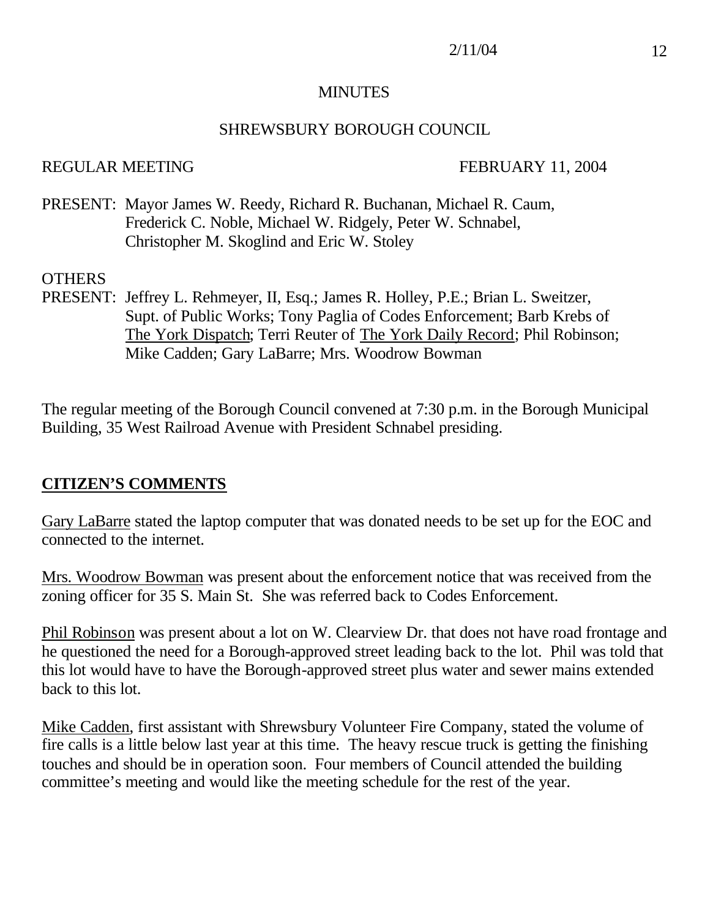# MINUTES

## SHREWSBURY BOROUGH COUNCIL

REGULAR MEETING FEBRUARY 11, 2004

PRESENT: Mayor James W. Reedy, Richard R. Buchanan, Michael R. Caum, Frederick C. Noble, Michael W. Ridgely, Peter W. Schnabel, Christopher M. Skoglind and Eric W. Stoley

OTHERS
PRESENT: Jeffrey L. Rehmeyer, II, Esq.; James R. Holley, P.E.; Brian L. Sweitzer, Supt. of Public Works; Tony Paglia of Codes Enforcement; Barb Krebs of The York Dispatch; Terri Reuter of The York Daily Record; Phil Robinson; Mike Cadden; Gary LaBarre; Mrs. Woodrow Bowman

The regular meeting of the Borough Council convened at 7:30 p.m. in the Borough Municipal Building, 35 West Railroad Avenue with President Schnabel presiding.

**CITIZEN'S COMMENTS**

Gary LaBarre stated the laptop computer that was donated needs to be set up for the EOC and connected to the internet.

Mrs. Woodrow Bowman was present about the enforcement notice that was received from the zoning officer for 35 S. Main St. She was referred back to Codes Enforcement.

Phil Robinson was present about a lot on W. Clearview Dr. that does not have road frontage and he questioned the need for a Borough-approved street leading back to the lot. Phil was told that this lot would have to have the Borough-approved street plus water and sewer mains extended back to this lot.

Mike Cadden, first assistant with Shrewsbury Volunteer Fire Company, stated the volume of fire calls is a little below last year at this time. The heavy rescue truck is getting the finishing touches and should be in operation soon. Four members of Council attended the building committee's meeting and would like the meeting schedule for the rest of the year.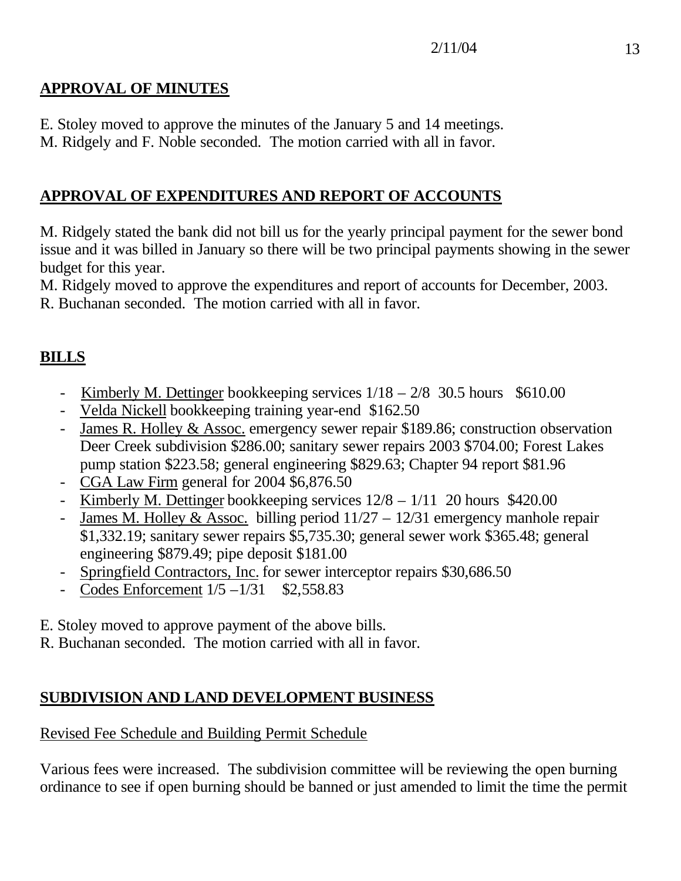## APPROVAL OF MINUTES

E. Stoley moved to approve the minutes of the January 5 and 14 meetings.
M. Ridgely and F. Noble seconded. The motion carried with all in favor.

## APPROVAL OF EXPENDITURES AND REPORT OF ACCOUNTS

M. Ridgely stated the bank did not bill us for the yearly principal payment for the sewer bond issue and it was billed in January so there will be two principal payments showing in the sewer budget for this year.
M. Ridgely moved to approve the expenditures and report of accounts for December, 2003.
R. Buchanan seconded. The motion carried with all in favor.

## BILLS

- Kimberly M. Dettinger bookkeeping services 1/18 – 2/8 30.5 hours $610.00
- Velda Nickell bookkeeping training year-end $162.50
- James R. Holley & Assoc. emergency sewer repair $189.86; construction observation Deer Creek subdivision $286.00; sanitary sewer repairs 2003 $704.00; Forest Lakes pump station $223.58; general engineering $829.63; Chapter 94 report $81.96
- CGA Law Firm general for 2004 $6,876.50
- Kimberly M. Dettinger bookkeeping services 12/8 – 1/11 20 hours $420.00
- James M. Holley & Assoc. billing period 11/27 – 12/31 emergency manhole repair $1,332.19; sanitary sewer repairs $5,735.30; general sewer work $365.48; general engineering $879.49; pipe deposit $181.00
- Springfield Contractors, Inc. for sewer interceptor repairs $30,686.50
- Codes Enforcement 1/5 –1/31 $2,558.83

E. Stoley moved to approve payment of the above bills.
R. Buchanan seconded. The motion carried with all in favor.

## SUBDIVISION AND LAND DEVELOPMENT BUSINESS

Revised Fee Schedule and Building Permit Schedule

Various fees were increased. The subdivision committee will be reviewing the open burning ordinance to see if open burning should be banned or just amended to limit the time the permit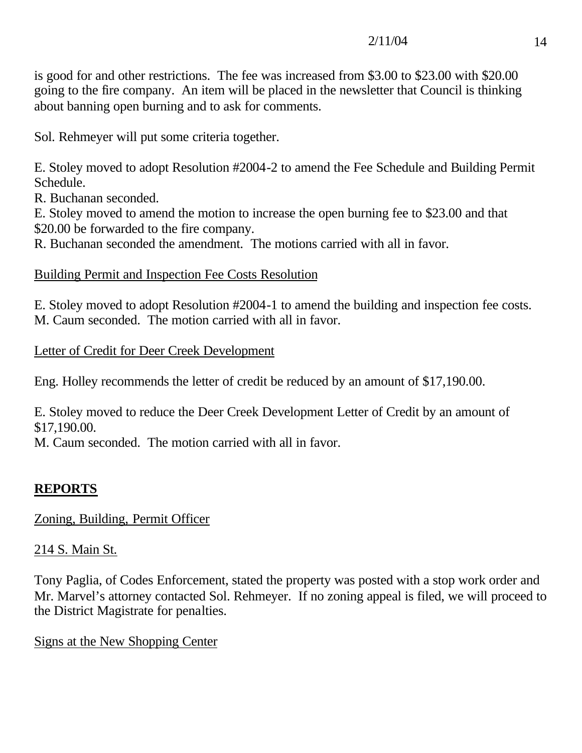is good for and other restrictions. The fee was increased from $3.00 to $23.00 with $20.00 going to the fire company. An item will be placed in the newsletter that Council is thinking about banning open burning and to ask for comments.

Sol. Rehmeyer will put some criteria together.

E. Stoley moved to adopt Resolution #2004-2 to amend the Fee Schedule and Building Permit Schedule.
R. Buchanan seconded.
E. Stoley moved to amend the motion to increase the open burning fee to $23.00 and that $20.00 be forwarded to the fire company.
R. Buchanan seconded the amendment. The motions carried with all in favor.

Building Permit and Inspection Fee Costs Resolution

E. Stoley moved to adopt Resolution #2004-1 to amend the building and inspection fee costs.
M. Caum seconded. The motion carried with all in favor.

Letter of Credit for Deer Creek Development

Eng. Holley recommends the letter of credit be reduced by an amount of $17,190.00.

E. Stoley moved to reduce the Deer Creek Development Letter of Credit by an amount of $17,190.00.
M. Caum seconded. The motion carried with all in favor.

## REPORTS

Zoning, Building, Permit Officer

214 S. Main St.

Tony Paglia, of Codes Enforcement, stated the property was posted with a stop work order and Mr. Marvel's attorney contacted Sol. Rehmeyer. If no zoning appeal is filed, we will proceed to the District Magistrate for penalties.

Signs at the New Shopping Center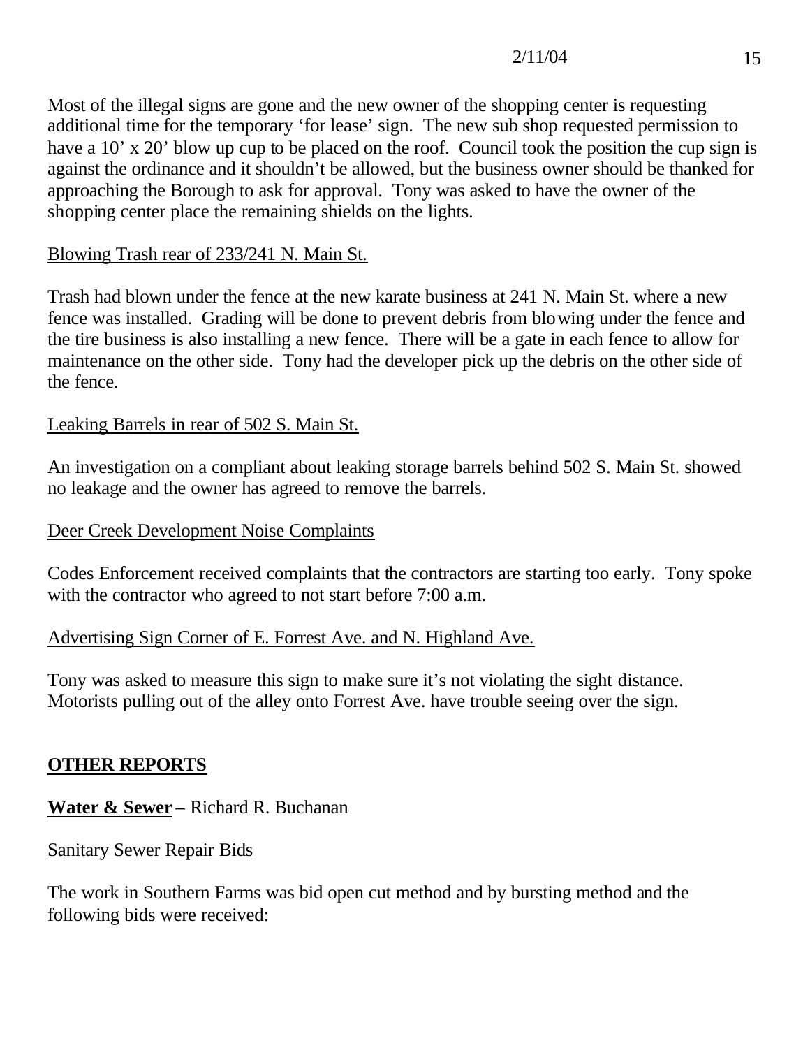Most of the illegal signs are gone and the new owner of the shopping center is requesting additional time for the temporary 'for lease' sign. The new sub shop requested permission to have a 10' x 20' blow up cup to be placed on the roof. Council took the position the cup sign is against the ordinance and it shouldn't be allowed, but the business owner should be thanked for approaching the Borough to ask for approval. Tony was asked to have the owner of the shopping center place the remaining shields on the lights.

Blowing Trash rear of 233/241 N. Main St.

Trash had blown under the fence at the new karate business at 241 N. Main St. where a new fence was installed. Grading will be done to prevent debris from blowing under the fence and the tire business is also installing a new fence. There will be a gate in each fence to allow for maintenance on the other side. Tony had the developer pick up the debris on the other side of the fence.

Leaking Barrels in rear of 502 S. Main St.

An investigation on a compliant about leaking storage barrels behind 502 S. Main St. showed no leakage and the owner has agreed to remove the barrels.

Deer Creek Development Noise Complaints

Codes Enforcement received complaints that the contractors are starting too early. Tony spoke with the contractor who agreed to not start before 7:00 a.m.

Advertising Sign Corner of E. Forrest Ave. and N. Highland Ave.

Tony was asked to measure this sign to make sure it's not violating the sight distance. Motorists pulling out of the alley onto Forrest Ave. have trouble seeing over the sign.

## OTHER REPORTS

**Water & Sewer** – Richard R. Buchanan

Sanitary Sewer Repair Bids

The work in Southern Farms was bid open cut method and by bursting method and the following bids were received: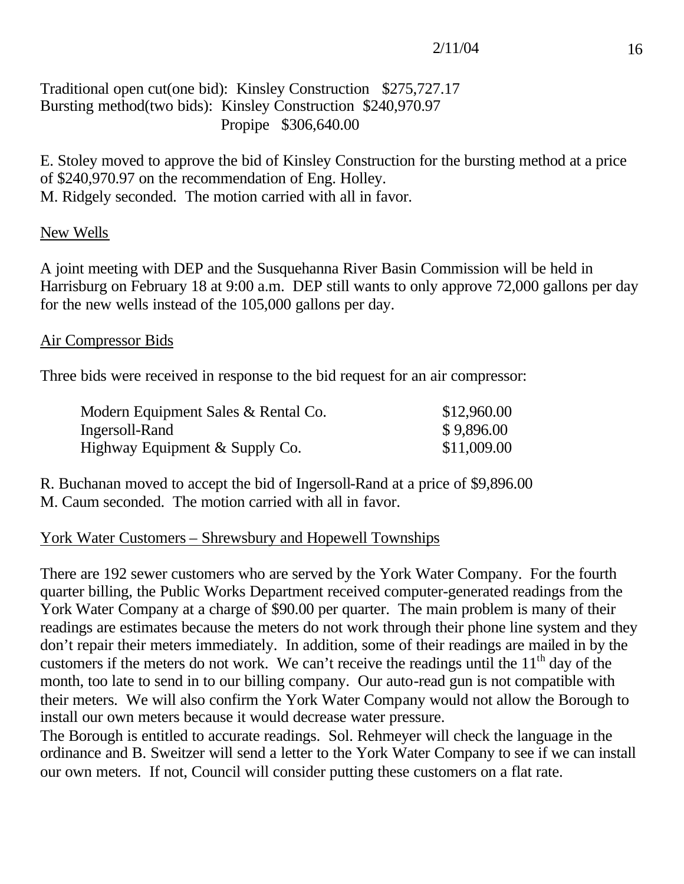Traditional open cut(one bid): Kinsley Construction $275,727.17
Bursting method(two bids): Kinsley Construction $240,970.97
Propipe $306,640.00

E. Stoley moved to approve the bid of Kinsley Construction for the bursting method at a price of $240,970.97 on the recommendation of Eng. Holley.
M. Ridgely seconded. The motion carried with all in favor.

New Wells

A joint meeting with DEP and the Susquehanna River Basin Commission will be held in Harrisburg on February 18 at 9:00 a.m. DEP still wants to only approve 72,000 gallons per day for the new wells instead of the 105,000 gallons per day.

Air Compressor Bids

Three bids were received in response to the bid request for an air compressor:

| | |
|---|---|
| Modern Equipment Sales & Rental Co. | $12,960.00 |
| Ingersoll-Rand | $ 9,896.00 |
| Highway Equipment & Supply Co. | $11,009.00 |

R. Buchanan moved to accept the bid of Ingersoll-Rand at a price of $9,896.00
M. Caum seconded. The motion carried with all in favor.

York Water Customers – Shrewsbury and Hopewell Townships

There are 192 sewer customers who are served by the York Water Company. For the fourth quarter billing, the Public Works Department received computer-generated readings from the York Water Company at a charge of $90.00 per quarter. The main problem is many of their readings are estimates because the meters do not work through their phone line system and they don't repair their meters immediately. In addition, some of their readings are mailed in by the customers if the meters do not work. We can't receive the readings until the 11th day of the month, too late to send in to our billing company. Our auto-read gun is not compatible with their meters. We will also confirm the York Water Company would not allow the Borough to install our own meters because it would decrease water pressure.
The Borough is entitled to accurate readings. Sol. Rehmeyer will check the language in the ordinance and B. Sweitzer will send a letter to the York Water Company to see if we can install our own meters. If not, Council will consider putting these customers on a flat rate.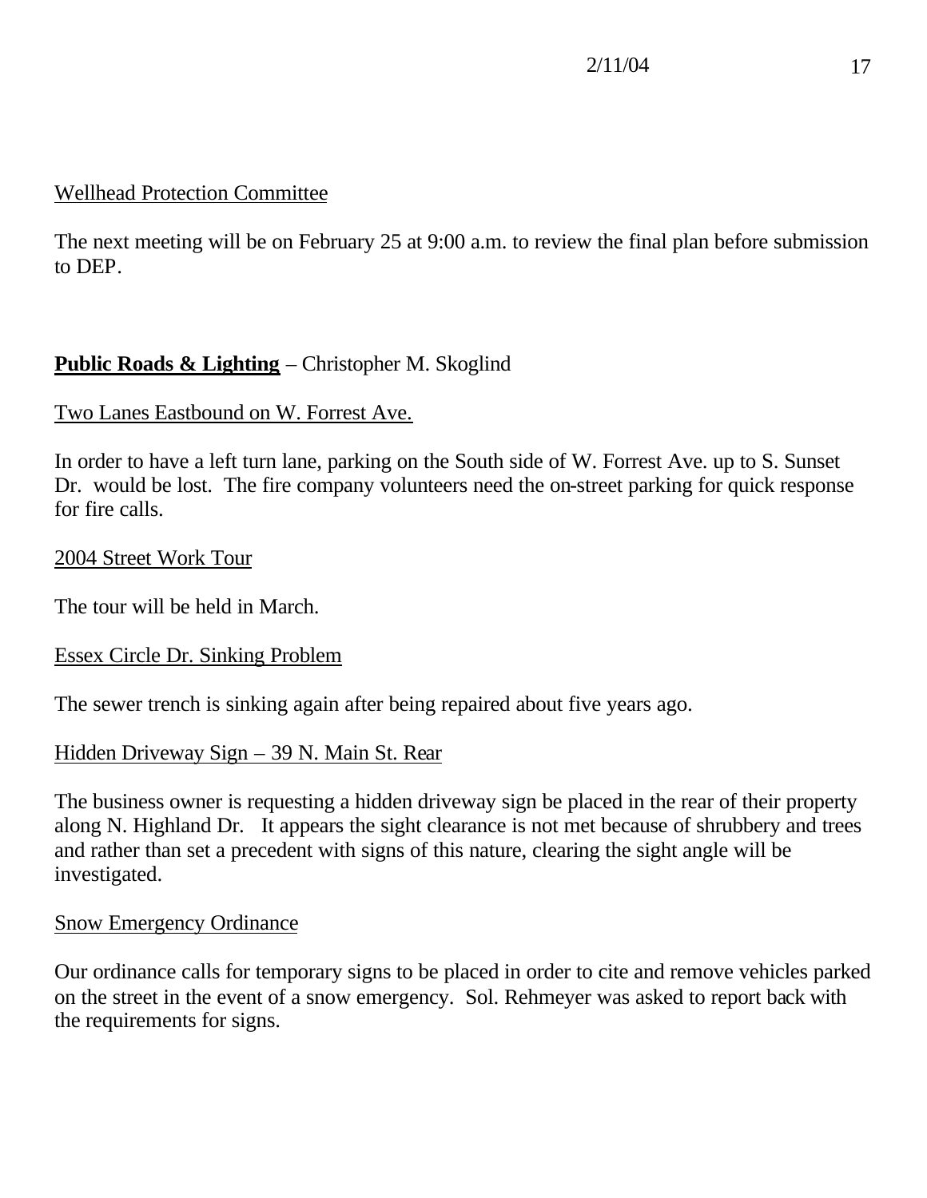Wellhead Protection Committee

The next meeting will be on February 25 at 9:00 a.m. to review the final plan before submission to DEP.

**Public Roads & Lighting** – Christopher M. Skoglind

Two Lanes Eastbound on W. Forrest Ave.

In order to have a left turn lane, parking on the South side of W. Forrest Ave. up to S. Sunset Dr. would be lost. The fire company volunteers need the on-street parking for quick response for fire calls.

2004 Street Work Tour

The tour will be held in March.

Essex Circle Dr. Sinking Problem

The sewer trench is sinking again after being repaired about five years ago.

Hidden Driveway Sign – 39 N. Main St. Rear

The business owner is requesting a hidden driveway sign be placed in the rear of their property along N. Highland Dr. It appears the sight clearance is not met because of shrubbery and trees and rather than set a precedent with signs of this nature, clearing the sight angle will be investigated.

Snow Emergency Ordinance

Our ordinance calls for temporary signs to be placed in order to cite and remove vehicles parked on the street in the event of a snow emergency. Sol. Rehmeyer was asked to report back with the requirements for signs.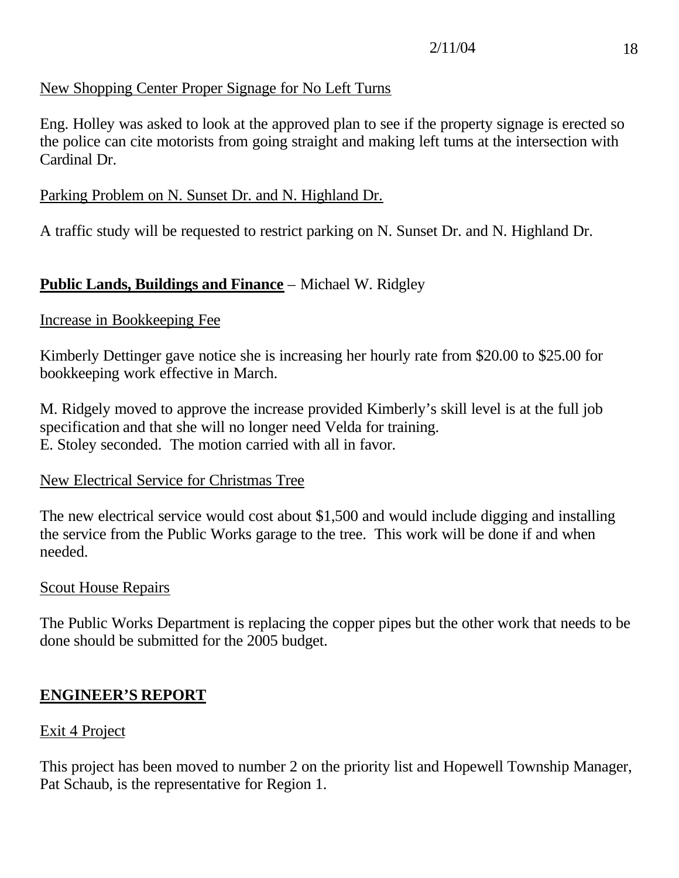New Shopping Center Proper Signage for No Left Turns

Eng. Holley was asked to look at the approved plan to see if the property signage is erected so the police can cite motorists from going straight and making left turns at the intersection with Cardinal Dr.

Parking Problem on N. Sunset Dr. and N. Highland Dr.

A traffic study will be requested to restrict parking on N. Sunset Dr. and N. Highland Dr.

**Public Lands, Buildings and Finance** – Michael W. Ridgley

Increase in Bookkeeping Fee

Kimberly Dettinger gave notice she is increasing her hourly rate from $20.00 to $25.00 for bookkeeping work effective in March.

M. Ridgely moved to approve the increase provided Kimberly's skill level is at the full job specification and that she will no longer need Velda for training.
E. Stoley seconded. The motion carried with all in favor.

New Electrical Service for Christmas Tree

The new electrical service would cost about $1,500 and would include digging and installing the service from the Public Works garage to the tree. This work will be done if and when needed.

Scout House Repairs

The Public Works Department is replacing the copper pipes but the other work that needs to be done should be submitted for the 2005 budget.

## ENGINEER'S REPORT

Exit 4 Project

This project has been moved to number 2 on the priority list and Hopewell Township Manager, Pat Schaub, is the representative for Region 1.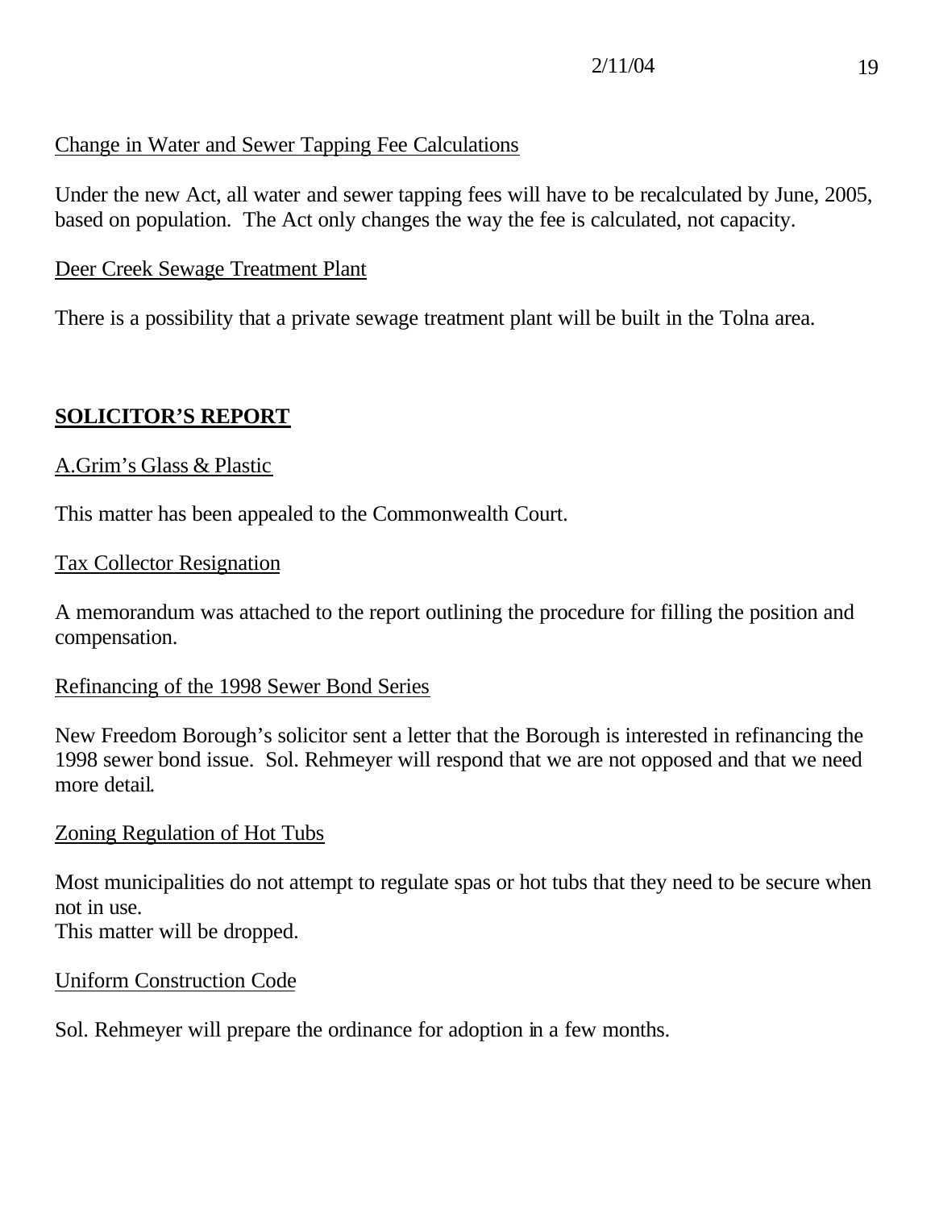Change in Water and Sewer Tapping Fee Calculations

Under the new Act, all water and sewer tapping fees will have to be recalculated by June, 2005, based on population. The Act only changes the way the fee is calculated, not capacity.

Deer Creek Sewage Treatment Plant

There is a possibility that a private sewage treatment plant will be built in the Tolna area.

## SOLICITOR'S REPORT

A.Grim's Glass & Plastic

This matter has been appealed to the Commonwealth Court.

Tax Collector Resignation

A memorandum was attached to the report outlining the procedure for filling the position and compensation.

Refinancing of the 1998 Sewer Bond Series

New Freedom Borough's solicitor sent a letter that the Borough is interested in refinancing the 1998 sewer bond issue. Sol. Rehmeyer will respond that we are not opposed and that we need more detail.

Zoning Regulation of Hot Tubs

Most municipalities do not attempt to regulate spas or hot tubs that they need to be secure when not in use.
This matter will be dropped.

Uniform Construction Code

Sol. Rehmeyer will prepare the ordinance for adoption in a few months.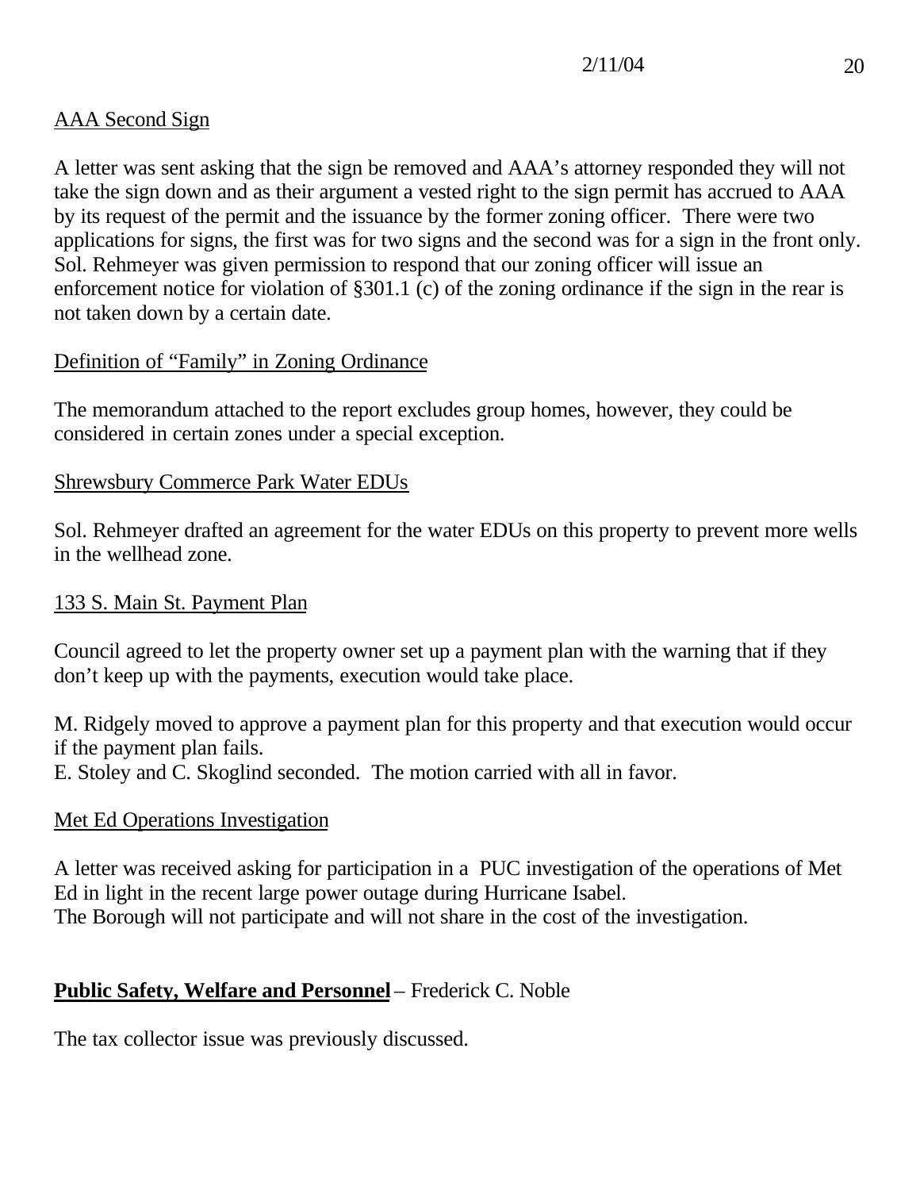AAA Second Sign

A letter was sent asking that the sign be removed and AAA's attorney responded they will not take the sign down and as their argument a vested right to the sign permit has accrued to AAA by its request of the permit and the issuance by the former zoning officer. There were two applications for signs, the first was for two signs and the second was for a sign in the front only. Sol. Rehmeyer was given permission to respond that our zoning officer will issue an enforcement notice for violation of §301.1 (c) of the zoning ordinance if the sign in the rear is not taken down by a certain date.

Definition of "Family" in Zoning Ordinance

The memorandum attached to the report excludes group homes, however, they could be considered in certain zones under a special exception.

Shrewsbury Commerce Park Water EDUs

Sol. Rehmeyer drafted an agreement for the water EDUs on this property to prevent more wells in the wellhead zone.

133 S. Main St. Payment Plan

Council agreed to let the property owner set up a payment plan with the warning that if they don't keep up with the payments, execution would take place.

M. Ridgely moved to approve a payment plan for this property and that execution would occur if the payment plan fails.
E. Stoley and C. Skoglind seconded. The motion carried with all in favor.

Met Ed Operations Investigation

A letter was received asking for participation in a PUC investigation of the operations of Met Ed in light in the recent large power outage during Hurricane Isabel.
The Borough will not participate and will not share in the cost of the investigation.

**Public Safety, Welfare and Personnel** – Frederick C. Noble

The tax collector issue was previously discussed.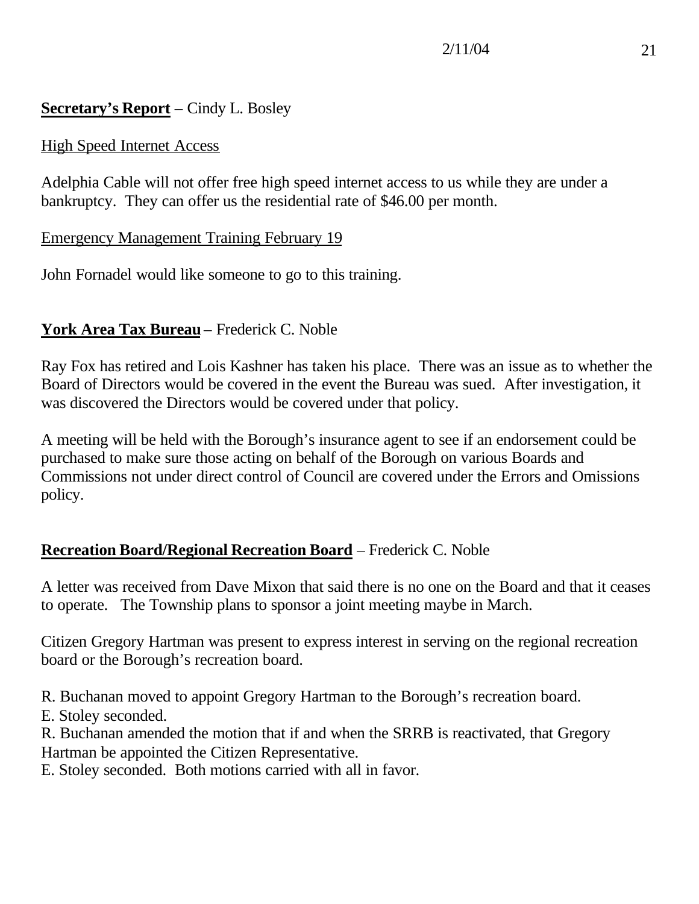**Secretary's Report** – Cindy L. Bosley

High Speed Internet Access

Adelphia Cable will not offer free high speed internet access to us while they are under a bankruptcy. They can offer us the residential rate of $46.00 per month.

Emergency Management Training February 19

John Fornadel would like someone to go to this training.

**York Area Tax Bureau** – Frederick C. Noble

Ray Fox has retired and Lois Kashner has taken his place. There was an issue as to whether the Board of Directors would be covered in the event the Bureau was sued. After investigation, it was discovered the Directors would be covered under that policy.

A meeting will be held with the Borough's insurance agent to see if an endorsement could be purchased to make sure those acting on behalf of the Borough on various Boards and Commissions not under direct control of Council are covered under the Errors and Omissions policy.

**Recreation Board/Regional Recreation Board** – Frederick C. Noble

A letter was received from Dave Mixon that said there is no one on the Board and that it ceases to operate. The Township plans to sponsor a joint meeting maybe in March.

Citizen Gregory Hartman was present to express interest in serving on the regional recreation board or the Borough's recreation board.

R. Buchanan moved to appoint Gregory Hartman to the Borough's recreation board.
E. Stoley seconded.
R. Buchanan amended the motion that if and when the SRRB is reactivated, that Gregory Hartman be appointed the Citizen Representative.
E. Stoley seconded. Both motions carried with all in favor.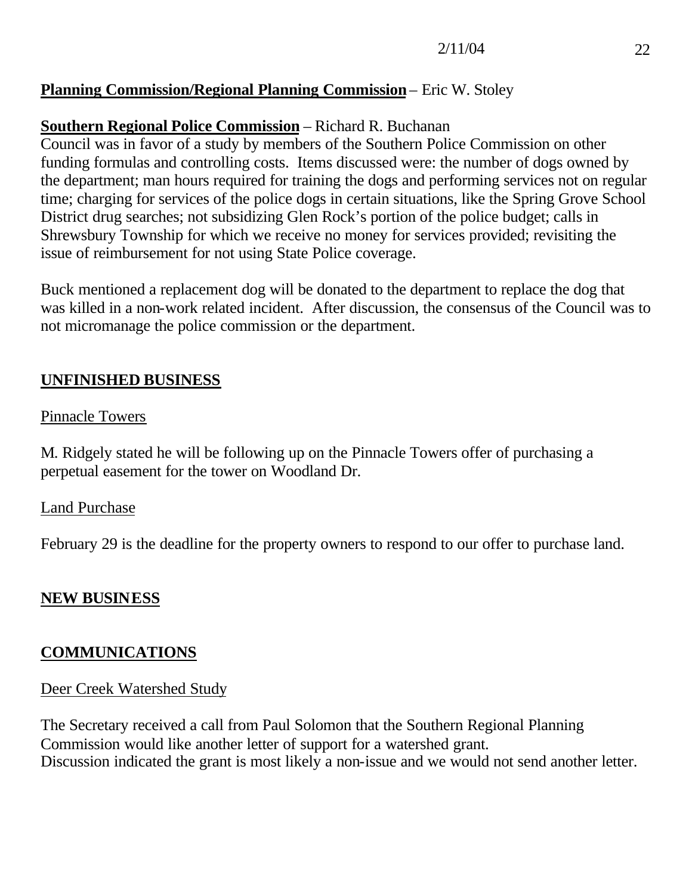**Planning Commission/Regional Planning Commission** – Eric W. Stoley

**Southern Regional Police Commission** – Richard R. Buchanan

Council was in favor of a study by members of the Southern Police Commission on other funding formulas and controlling costs. Items discussed were: the number of dogs owned by the department; man hours required for training the dogs and performing services not on regular time; charging for services of the police dogs in certain situations, like the Spring Grove School District drug searches; not subsidizing Glen Rock's portion of the police budget; calls in Shrewsbury Township for which we receive no money for services provided; revisiting the issue of reimbursement for not using State Police coverage.

Buck mentioned a replacement dog will be donated to the department to replace the dog that was killed in a non-work related incident. After discussion, the consensus of the Council was to not micromanage the police commission or the department.

## UNFINISHED BUSINESS

Pinnacle Towers

M. Ridgely stated he will be following up on the Pinnacle Towers offer of purchasing a perpetual easement for the tower on Woodland Dr.

Land Purchase

February 29 is the deadline for the property owners to respond to our offer to purchase land.

## NEW BUSINESS

## COMMUNICATIONS

Deer Creek Watershed Study

The Secretary received a call from Paul Solomon that the Southern Regional Planning Commission would like another letter of support for a watershed grant.
Discussion indicated the grant is most likely a non-issue and we would not send another letter.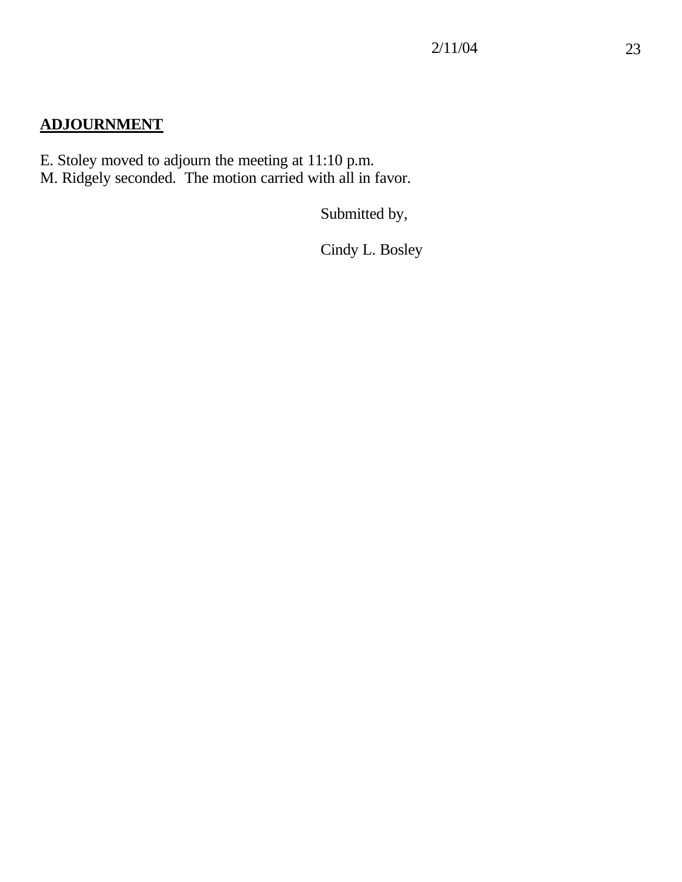**ADJOURNMENT**

E. Stoley moved to adjourn the meeting at 11:10 p.m.
M. Ridgely seconded. The motion carried with all in favor.

Submitted by,

Cindy L. Bosley